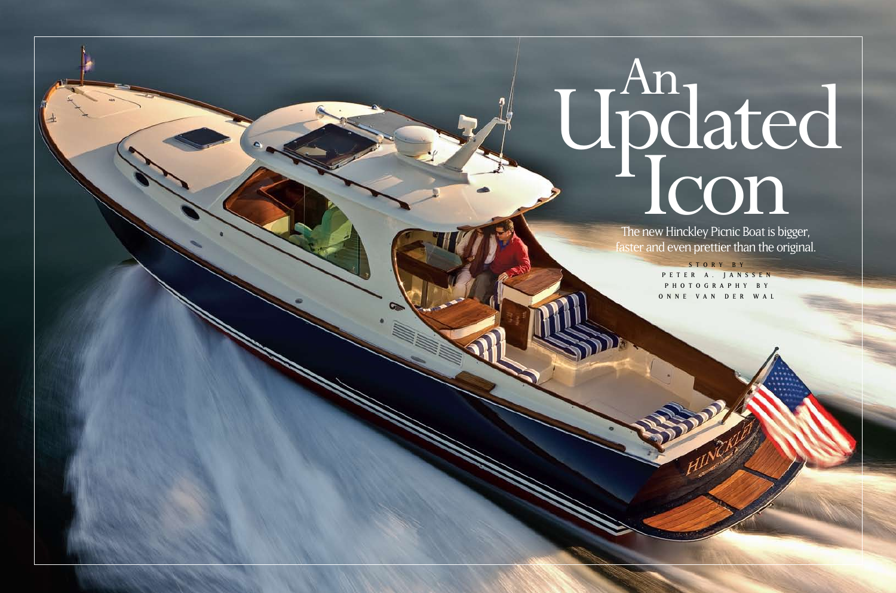# An Updated Icon

The new Hinckley Picnic Boat is bigger, faster and even prettier than the original.

STORY BY
PETER A. JANSSEN
PHOTOGRAPHY BY
ONNE VAN DER WAL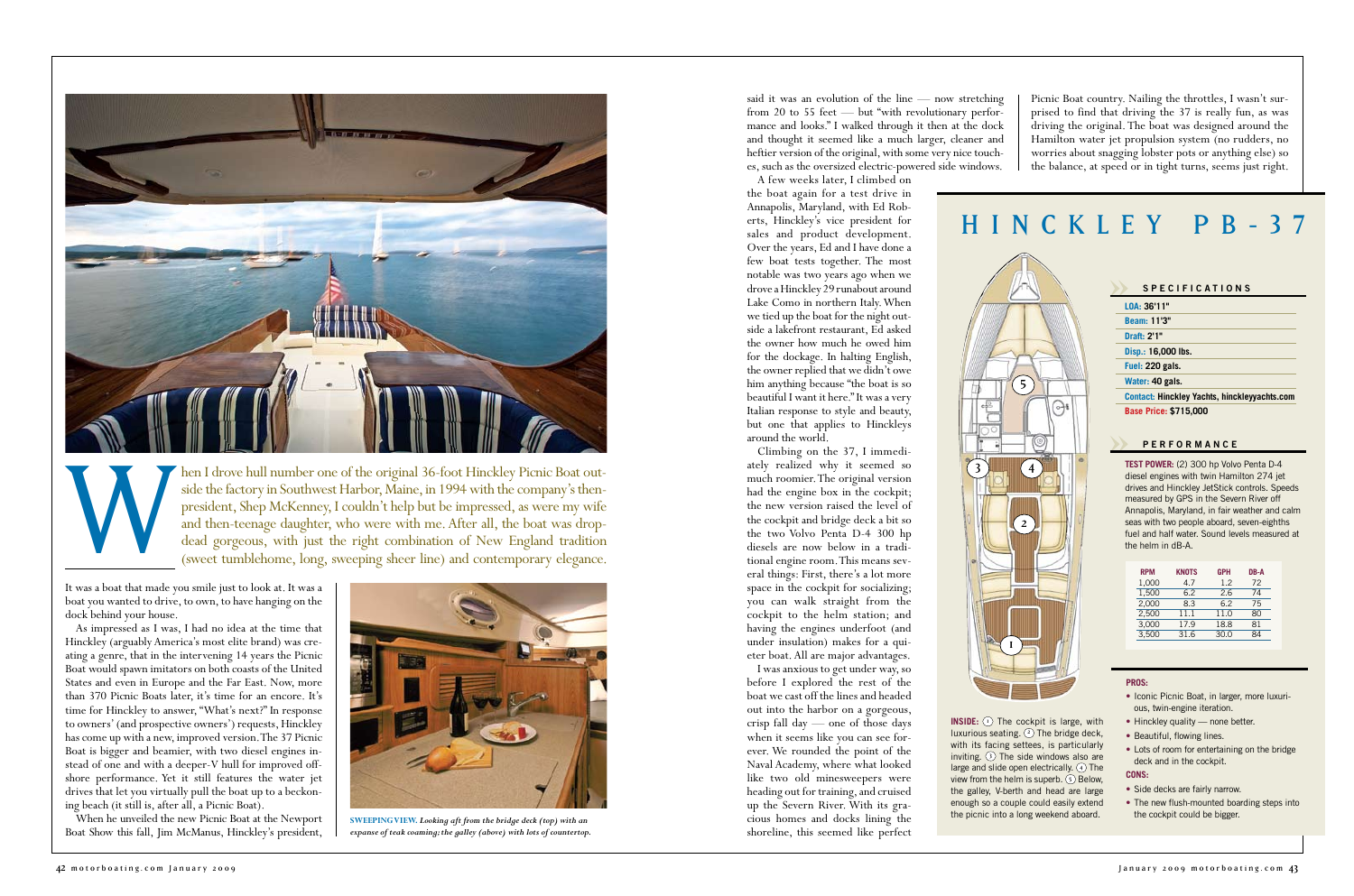When I drove hull number one of the original 36-foot Hinckley Picnic Boat outside the factory in Southwest Harbor, Maine, in 1994 with the company's then-president, Shep McKenney, I couldn't help but be impressed, as were my wife and then-teenage daughter, who were with me. After all, the boat was drop-dead gorgeous, with just the right combination of New England tradition (sweet tumblehome, long, sweeping sheer line) and contemporary elegance.

It was a boat that made you smile just to look at. It was a boat you wanted to drive, to own, to have hanging on the dock behind your house.

As impressed as I was, I had no idea at the time that Hinckley (arguably America's most elite brand) was creating a genre, that in the intervening 14 years the Picnic Boat would spawn imitators on both coasts of the United States and even in Europe and the Far East. Now, more than 370 Picnic Boats later, it's time for an encore. It's time for Hinckley to answer, "What's next?" In response to owners' (and prospective owners') requests, Hinckley has come up with a new, improved version. The 37 Picnic Boat is bigger and beamier, with two diesel engines instead of one and with a deeper-V hull for improved offshore performance. Yet it still features the water jet drives that let you virtually pull the boat up to a beckoning beach (it still is, after all, a Picnic Boat).

When he unveiled the new Picnic Boat at the Newport Boat Show this fall, Jim McManus, Hinckley's president, said it was an evolution of the line — now stretching from 20 to 55 feet — but "with revolutionary performance and looks." I walked through it then at the dock and thought it seemed like a much larger, cleaner and heftier version of the original, with some very nice touches, such as the oversized electric-powered side windows.

A few weeks later, I climbed on the boat again for a test drive in Annapolis, Maryland, with Ed Roberts, Hinckley's vice president for sales and product development. Over the years, Ed and I have done a few boat tests together. The most notable was two years ago when we drove a Hinckley 29 runabout around Lake Como in northern Italy. When we tied up the boat for the night outside a lakefront restaurant, Ed asked the owner how much he owed him for the dockage. In halting English, the owner replied that we didn't owe him anything because "the boat is so beautiful I want it here." It was a very Italian response to style and beauty, but one that applies to Hinckleys around the world.

Climbing on the 37, I immediately realized why it seemed so much roomier. The original version had the engine box in the cockpit; the new version raised the level of the cockpit and bridge deck a bit so the two Volvo Penta D-4 300 hp diesels are now below in a traditional engine room. This means several things: First, there's a lot more space in the cockpit for socializing; you can walk straight from the cockpit to the helm station; and having the engines underfoot (and under insulation) makes for a quieter boat. All are major advantages.

I was anxious to get under way, so before I explored the rest of the boat we cast off the lines and headed out into the harbor on a gorgeous, crisp fall day — one of those days when it seems like you can see forever. We rounded the point of the Naval Academy, where what looked like two old minesweepers were heading out for training, and cruised up the Severn River. With its gracious homes and docks lining the shoreline, this seemed like perfect Picnic Boat country. Nailing the throttles, I wasn't surprised to find that driving the 37 is really fun, as was driving the original. The boat was designed around the Hamilton water jet propulsion system (no rudders, no worries about snagging lobster pots or anything else) so the balance, at speed or in tight turns, seems just right.

**SWEEPING VIEW.** *Looking aft from the bridge deck (top) with an expanse of teak coaming; the galley (above) with lots of countertop.*

# HINCKLEY PB-37

**INSIDE:** (1) The cockpit is large, with luxurious seating. (2) The bridge deck, with its facing settees, is particularly inviting. (3) The side windows also are large and slide open electrically. (4) The view from the helm is superb. (5) Below, the galley, V-berth and head are large enough so a couple could easily extend the picnic into a long weekend aboard.

### SPECIFICATIONS

**LOA:** 36'11"
**Beam:** 11'3"
**Draft:** 2'1"
**Disp.:** 16,000 lbs.
**Fuel:** 220 gals.
**Water:** 40 gals.
**Contact:** Hinckley Yachts, hinckleyyachts.com
**Base Price:** $715,000

### PERFORMANCE

**TEST POWER:** (2) 300 hp Volvo Penta D-4 diesel engines with twin Hamilton 274 jet drives and Hinckley JetStick controls. Speeds measured by GPS in the Severn River off Annapolis, Maryland, in fair weather and calm seas with two people aboard, seven-eighths fuel and half water. Sound levels measured at the helm in dB-A.

| RPM | KNOTS | GPH | DB-A |
|---|---|---|---|
| 1,000 | 4.7 | 1.2 | 72 |
| 1,500 | 6.2 | 2.6 | 74 |
| 2,000 | 8.3 | 6.2 | 75 |
| 2,500 | 11.1 | 11.0 | 80 |
| 3,000 | 17.9 | 18.8 | 81 |
| 3,500 | 31.6 | 30.0 | 84 |

**PROS:**

- Iconic Picnic Boat, in larger, more luxurious, twin-engine iteration.
- Hinckley quality — none better.
- Beautiful, flowing lines.
- Lots of room for entertaining on the bridge deck and in the cockpit.

**CONS:**

- Side decks are fairly narrow.
- The new flush-mounted boarding steps into the cockpit could be bigger.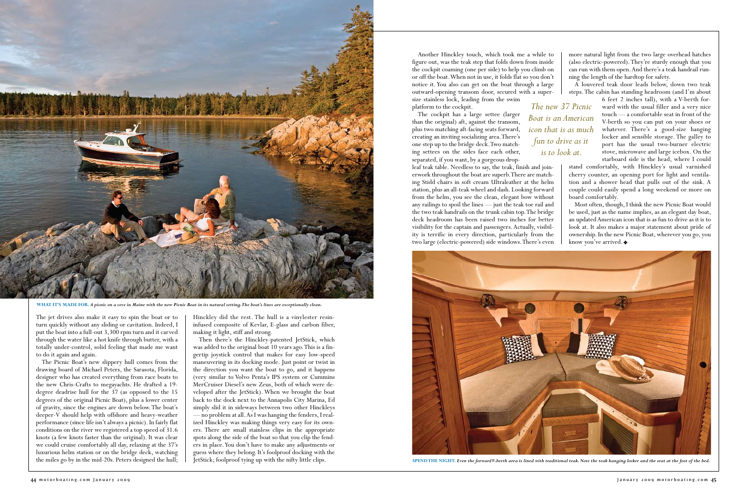WHAT IT'S MADE FOR. *A picnic on a cove in Maine with the new Picnic Boat in its natural setting. The boat's lines are exceptionally clean.*

The jet drives also make it easy to spin the boat or to turn quickly without any sliding or cavitation. Indeed, I put the boat into a full-out 3,300 rpm turn and it carved through the water like a hot knife through butter, with a totally under-control, solid feeling that made me want to do it again and again.

The Picnic Boat's new slippery hull comes from the drawing board of Michael Peters, the Sarasota, Florida, designer who has created everything from race boats to the new Chris-Crafts to megayachts. He drafted a 19-degree deadrise hull for the 37 (as opposed to the 15 degrees of the original Picnic Boat), plus a lower center of gravity, since the engines are down below. The boat's deeper-V should help with offshore and heavy-weather performance (since life isn't always a picnic). In fairly flat conditions on the river we registered a top speed of 31.6 knots (a few knots faster than the original). It was clear we could cruise comfortably all day, relaxing at the 37's luxurious helm station or on the bridge deck, watching the miles go by in the mid-20s. Peters designed the hull; Hinckley did the rest. The hull is a vinylester resin-infused composite of Kevlar, E-glass and carbon fiber, making it light, stiff and strong.

Then there's the Hinckley-patented JetStick, which was added to the original boat 10 years ago. This is a fingertip joystick control that makes for easy low-speed maneuvering in its docking mode. Just point or twist in the direction you want the boat to go, and it happens (very similar to Volvo Penta's IPS system or Cummins MerCruiser Diesel's new Zeus, both of which were developed after the JetStick). When we brought the boat back to the dock next to the Annapolis City Marina, Ed simply slid it in sideways between two other Hinckleys — no problem at all. As I was hanging the fenders, I realized Hinckley was making things very easy for its owners. There are small stainless clips in the appropriate spots along the side of the boat so that you clip the fenders in place. You don't have to make any adjustments or guess where they belong. It's foolproof docking with the JetStick; foolproof tying up with the nifty little clips.

Another Hinckley touch, which took me a while to figure out, was the teak step that folds down from inside the cockpit coaming (one per side) to help you climb on or off the boat. When not in use, it folds flat so you don't notice it. You also can get on the boat through a large outward-opening transom door, secured with a super-size stainless lock, leading from the swim platform to the cockpit.

*The new 37 Picnic Boat is an American icon that is as much fun to drive as it is to look at.*

The cockpit has a large settee (larger than the original) aft, against the transom, plus two matching aft-facing seats forward, creating an inviting socializing area. There's one step up to the bridge deck. Two matching settees on the sides face each other, separated, if you want, by a gorgeous drop-leaf teak table. Needless to say, the teak, finish and joinerwork throughout the boat are superb. There are matching Stidd chairs in soft cream Ultraleather at the helm station, plus an all-teak wheel and dash. Looking forward from the helm, you see the clean, elegant bow without any railings to spoil the lines — just the teak toe rail and the two teak handrails on the trunk cabin top. The bridge deck headroom has been raised two inches for better visibility for the captain and passengers. Actually, visibility is terrific in every direction, particularly from the two large (electric-powered) side windows. There's even more natural light from the two large overhead hatches (also electric-powered). They're sturdy enough that you can run with them open. And there's a teak handrail running the length of the hardtop for safety.

A louvered teak door leads below, down two teak steps. The cabin has standing headroom (and I'm about 6 feet 2 inches tall), with a V-berth forward with the usual filler and a very nice touch — a comfortable seat in front of the V-berth so you can put on your shoes or whatever. There's a good-size hanging locker and sensible storage. The galley to port has the usual two-burner electric stove, microwave and large icebox. On the starboard side is the head, where I could stand comfortably, with Hinckley's usual varnished cherry counter, an opening port for light and ventilation and a shower head that pulls out of the sink. A couple could easily spend a long weekend or more on board comfortably.

Most often, though, I think the new Picnic Boat would be used, just as the name implies, as an elegant day boat, an updated American icon that is as fun to drive as it is to look at. It also makes a major statement about pride of ownership. In the new Picnic Boat, wherever you go, you know you've arrived. ◆

SPEND THE NIGHT. *Even the forward V-berth area is lined with traditional teak. Note the teak hanging locker and the seat at the foot of the bed.*